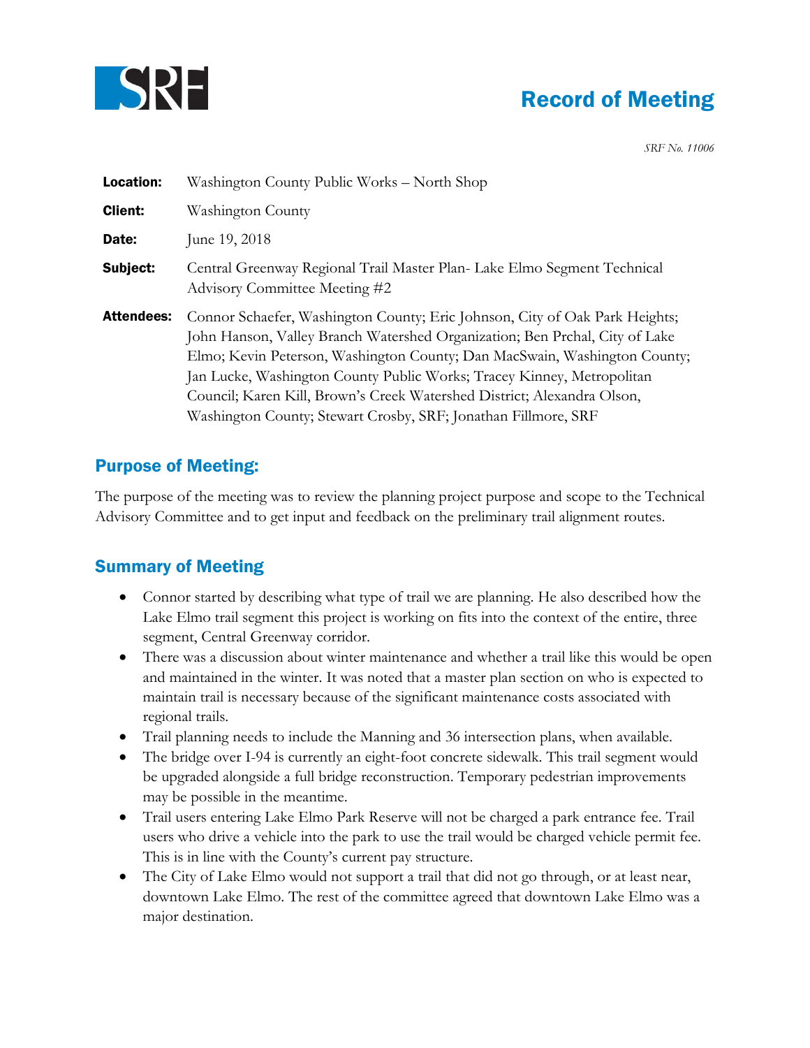SRF

# Record of Meeting

*SRF No. 11006*

**Location:** Washington County Public Works – North Shop

**Client:** Washington County

**Date:** June 19, 2018

**Subject:** Central Greenway Regional Trail Master Plan- Lake Elmo Segment Technical Advisory Committee Meeting #2

**Attendees:** Connor Schaefer, Washington County; Eric Johnson, City of Oak Park Heights; John Hanson, Valley Branch Watershed Organization; Ben Prchal, City of Lake Elmo; Kevin Peterson, Washington County; Dan MacSwain, Washington County; Jan Lucke, Washington County Public Works; Tracey Kinney, Metropolitan Council; Karen Kill, Brown's Creek Watershed District; Alexandra Olson, Washington County; Stewart Crosby, SRF; Jonathan Fillmore, SRF

## Purpose of Meeting:

The purpose of the meeting was to review the planning project purpose and scope to the Technical Advisory Committee and to get input and feedback on the preliminary trail alignment routes.

## Summary of Meeting

- Connor started by describing what type of trail we are planning. He also described how the Lake Elmo trail segment this project is working on fits into the context of the entire, three segment, Central Greenway corridor.
- There was a discussion about winter maintenance and whether a trail like this would be open and maintained in the winter. It was noted that a master plan section on who is expected to maintain trail is necessary because of the significant maintenance costs associated with regional trails.
- Trail planning needs to include the Manning and 36 intersection plans, when available.
- The bridge over I-94 is currently an eight-foot concrete sidewalk. This trail segment would be upgraded alongside a full bridge reconstruction. Temporary pedestrian improvements may be possible in the meantime.
- Trail users entering Lake Elmo Park Reserve will not be charged a park entrance fee. Trail users who drive a vehicle into the park to use the trail would be charged vehicle permit fee. This is in line with the County's current pay structure.
- The City of Lake Elmo would not support a trail that did not go through, or at least near, downtown Lake Elmo. The rest of the committee agreed that downtown Lake Elmo was a major destination.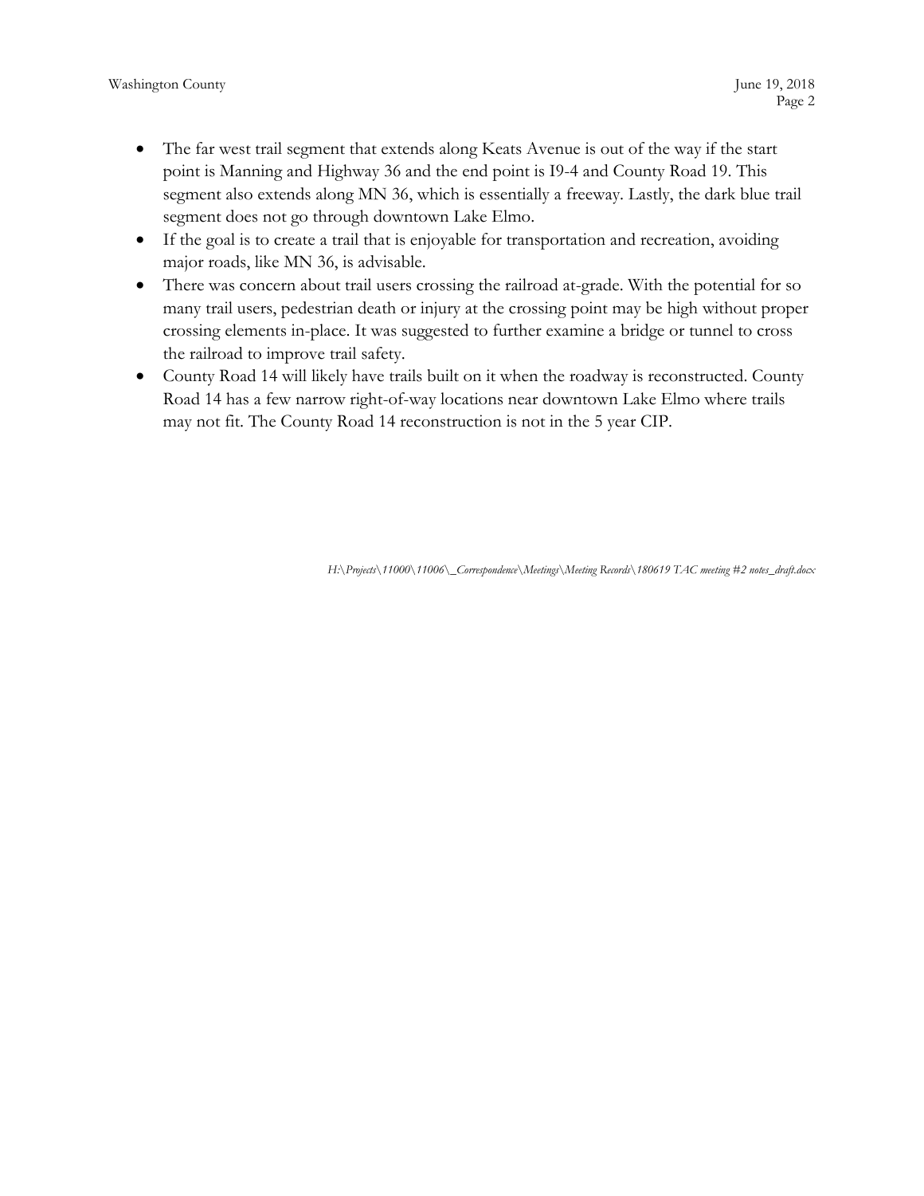- The far west trail segment that extends along Keats Avenue is out of the way if the start point is Manning and Highway 36 and the end point is I9-4 and County Road 19. This segment also extends along MN 36, which is essentially a freeway. Lastly, the dark blue trail segment does not go through downtown Lake Elmo.
- If the goal is to create a trail that is enjoyable for transportation and recreation, avoiding major roads, like MN 36, is advisable.
- There was concern about trail users crossing the railroad at-grade. With the potential for so many trail users, pedestrian death or injury at the crossing point may be high without proper crossing elements in-place. It was suggested to further examine a bridge or tunnel to cross the railroad to improve trail safety.
- County Road 14 will likely have trails built on it when the roadway is reconstructed. County Road 14 has a few narrow right-of-way locations near downtown Lake Elmo where trails may not fit. The County Road 14 reconstruction is not in the 5 year CIP.

*H:\Projects\11000\11006\_Correspondence\Meetings\Meeting Records\180619 TAC meeting #2 notes_draft.docx*